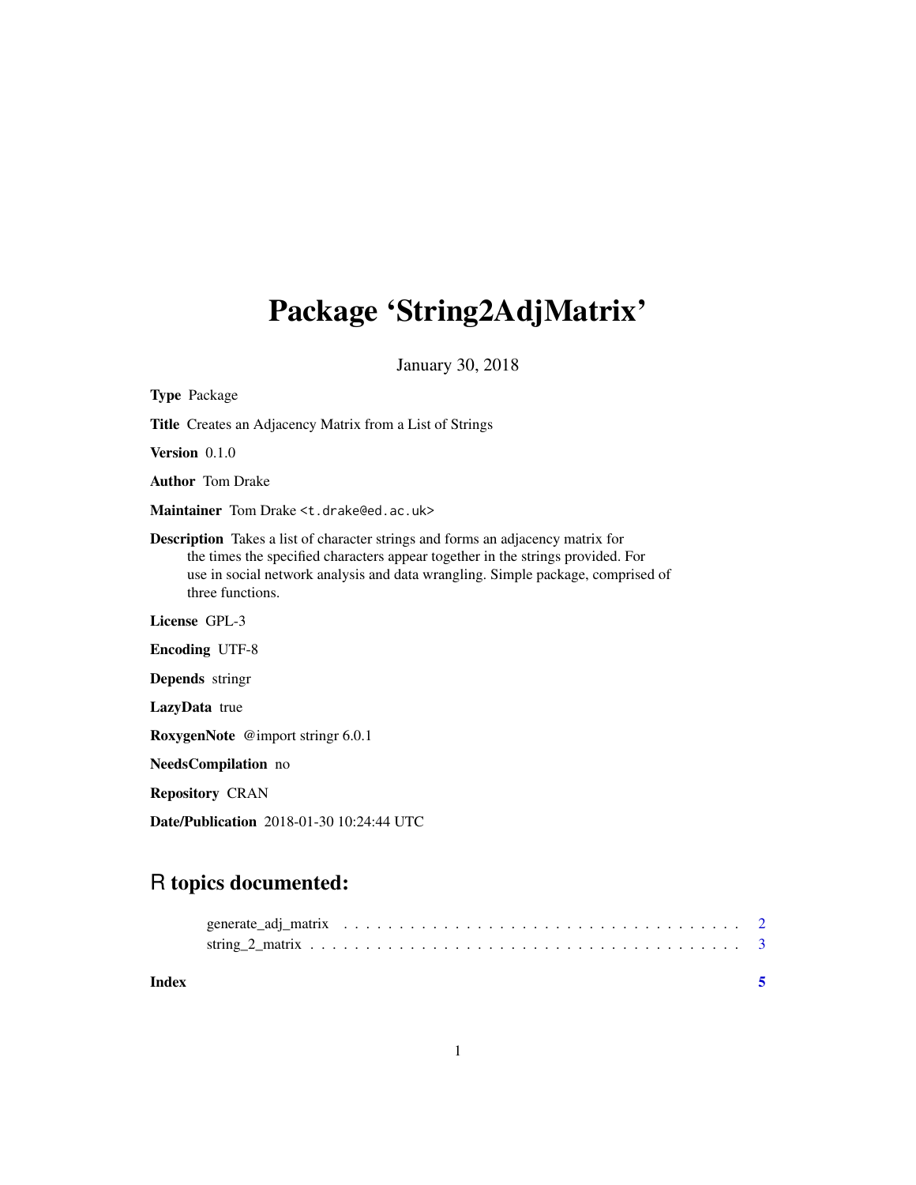# Package 'String2AdjMatrix'

January 30, 2018

**Type** Package

**Title** Creates an Adjacency Matrix from a List of Strings

**Version** 0.1.0

**Author** Tom Drake

**Maintainer** Tom Drake <t.drake@ed.ac.uk>

**Description** Takes a list of character strings and forms an adjacency matrix for the times the specified characters appear together in the strings provided. For use in social network analysis and data wrangling. Simple package, comprised of three functions.

**License** GPL-3

**Encoding** UTF-8

**Depends** stringr

**LazyData** true

**RoxygenNote** @import stringr 6.0.1

**NeedsCompilation** no

**Repository** CRAN

**Date/Publication** 2018-01-30 10:24:44 UTC

## R topics documented:

generate_adj_matrix . . . . . . . . . . . . . . . . . . . . . . . . . . . . . . . . . . . 2
string_2_matrix . . . . . . . . . . . . . . . . . . . . . . . . . . . . . . . . . . . . . 3

**Index** **5**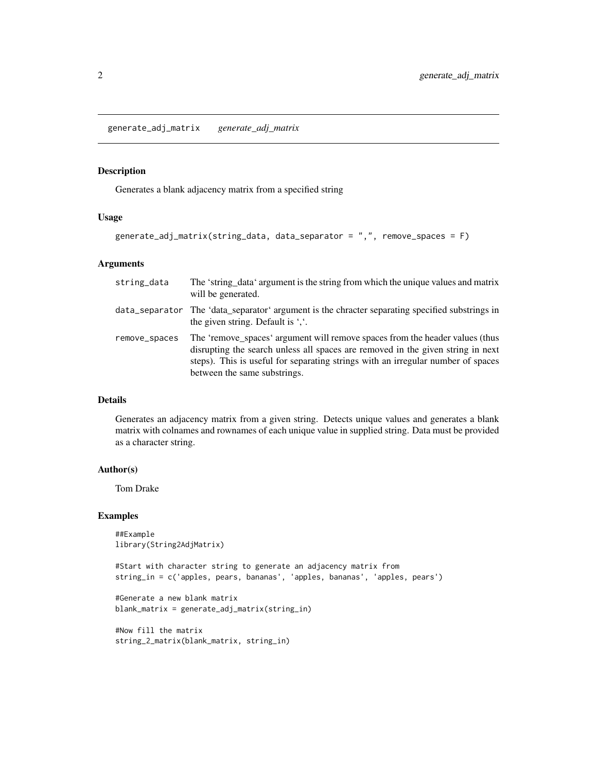generate_adj_matrix    *generate_adj_matrix*

## Description

Generates a blank adjacency matrix from a specified string

## Usage

```
generate_adj_matrix(string_data, data_separator = ",", remove_spaces = F)
```

## Arguments

| | |
|---|---|
| string_data | The 'string_data' argument is the string from which the unique values and matrix will be generated. |
| data_separator | The 'data_separator' argument is the chracter separating specified substrings in the given string. Default is ','. |
| remove_spaces | The 'remove_spaces' argument will remove spaces from the header values (thus disrupting the search unless all spaces are removed in the given string in next steps). This is useful for separating strings with an irregular number of spaces between the same substrings. |

## Details

Generates an adjacency matrix from a given string. Detects unique values and generates a blank matrix with colnames and rownames of each unique value in supplied string. Data must be provided as a character string.

## Author(s)

Tom Drake

## Examples

```
##Example
library(String2AdjMatrix)

#Start with character string to generate an adjacency matrix from
string_in = c('apples, pears, bananas', 'apples, bananas', 'apples, pears')

#Generate a new blank matrix
blank_matrix = generate_adj_matrix(string_in)

#Now fill the matrix
string_2_matrix(blank_matrix, string_in)
```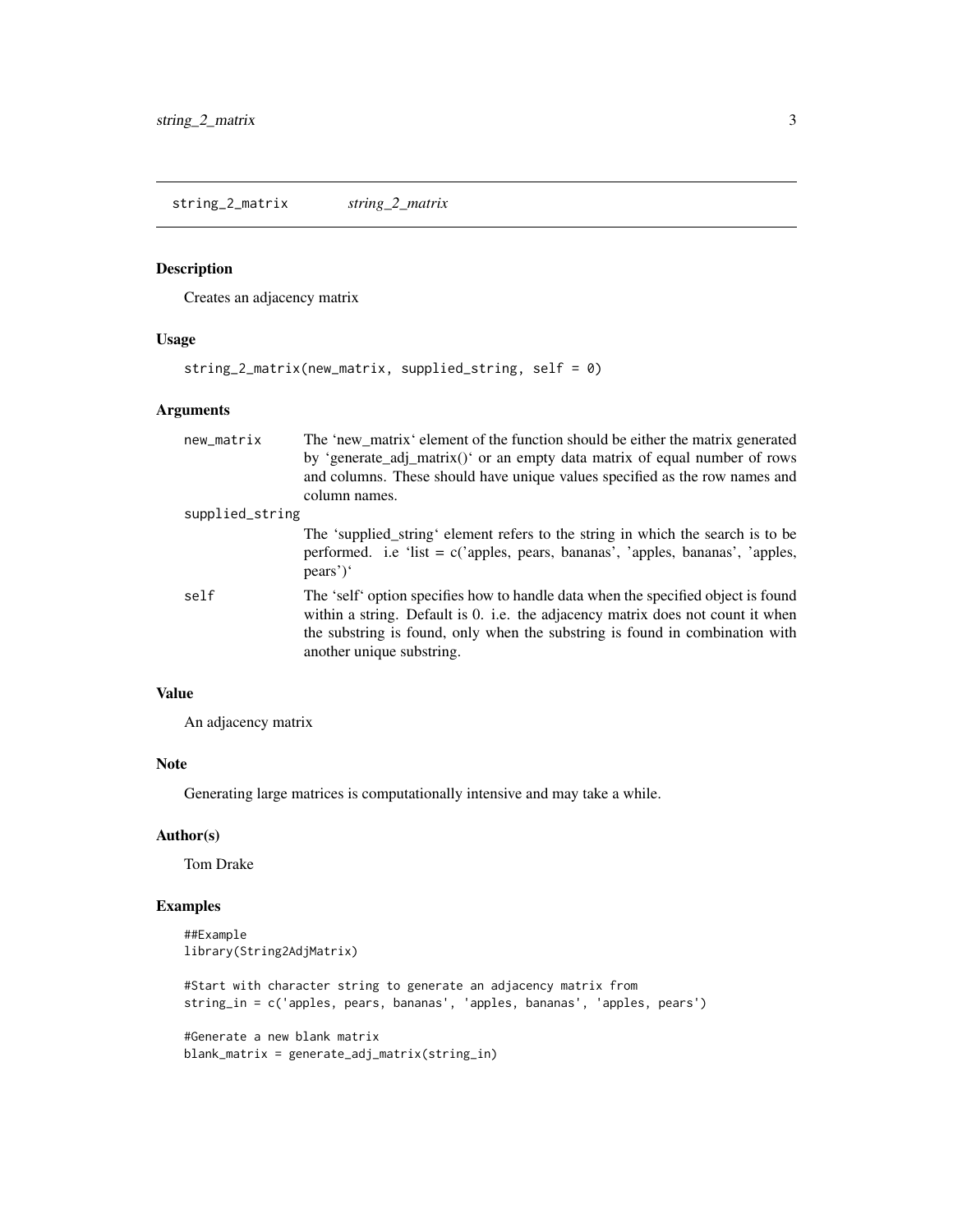`string_2_matrix` *string_2_matrix*

### Description

Creates an adjacency matrix

### Usage

```
string_2_matrix(new_matrix, supplied_string, self = 0)
```

### Arguments

| Argument | Description |
| --- | --- |
| `new_matrix` | The 'new_matrix' element of the function should be either the matrix generated by 'generate_adj_matrix()' or an empty data matrix of equal number of rows and columns. These should have unique values specified as the row names and column names. |
| `supplied_string` | The 'supplied_string' element refers to the string in which the search is to be performed. i.e 'list = c('apples, pears, bananas', 'apples, bananas', 'apples, pears')' |
| `self` | The 'self' option specifies how to handle data when the specified object is found within a string. Default is 0. i.e. the adjacency matrix does not count it when the substring is found, only when the substring is found in combination with another unique substring. |

### Value

An adjacency matrix

### Note

Generating large matrices is computationally intensive and may take a while.

### Author(s)

Tom Drake

### Examples

```
##Example
library(String2AdjMatrix)

#Start with character string to generate an adjacency matrix from
string_in = c('apples, pears, bananas', 'apples, bananas', 'apples, pears')

#Generate a new blank matrix
blank_matrix = generate_adj_matrix(string_in)
```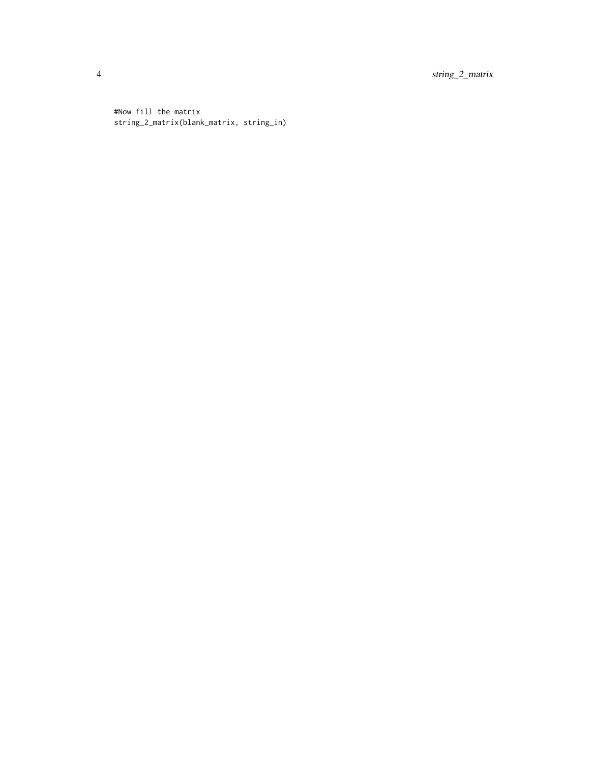```
#Now fill the matrix
string_2_matrix(blank_matrix, string_in)
```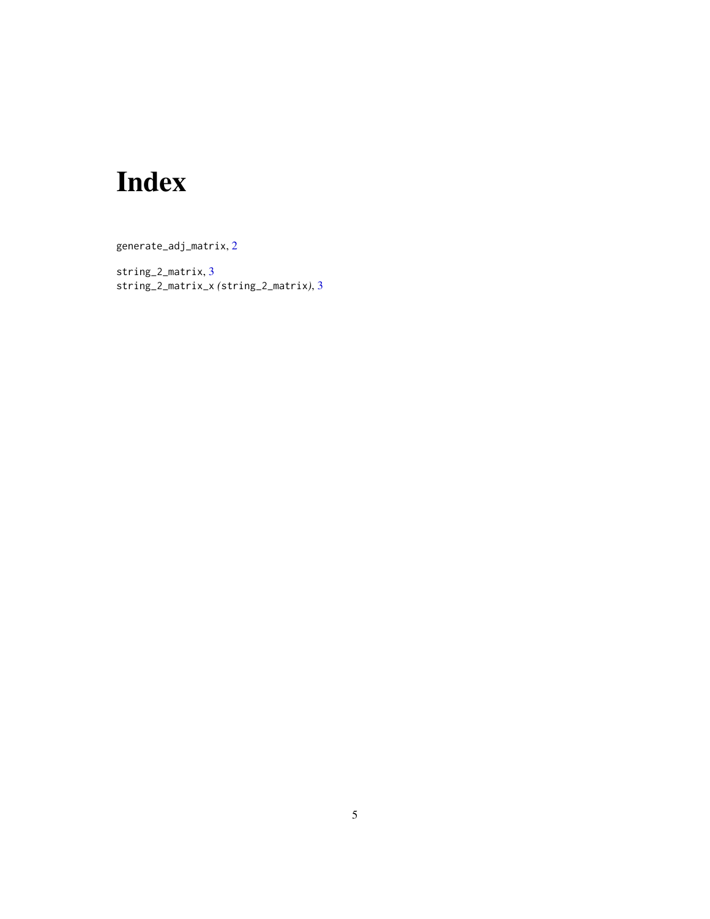# Index

generate_adj_matrix, 2

string_2_matrix, 3
string_2_matrix_x (string_2_matrix), 3